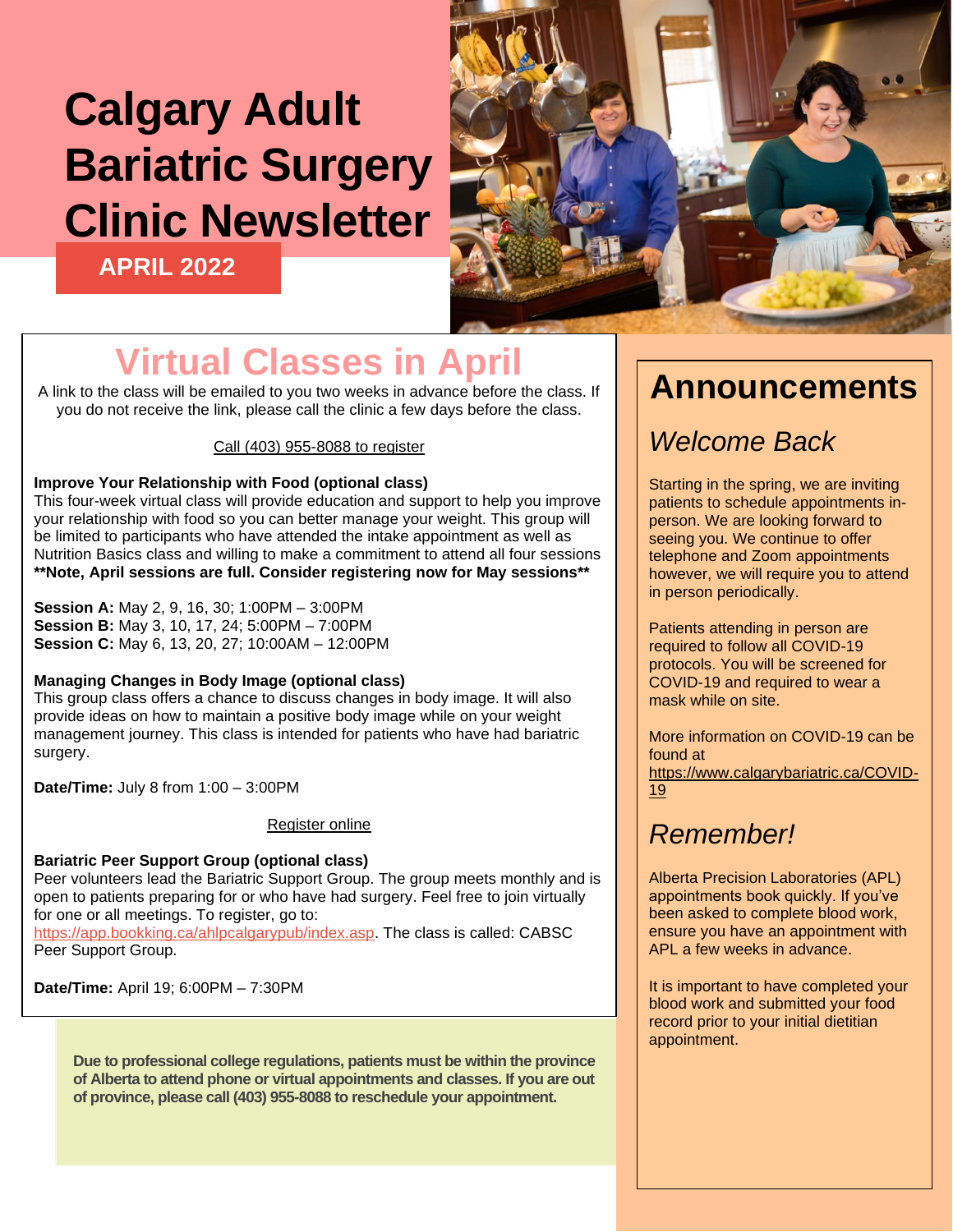# Calgary Adult Bariatric Surgery Clinic Newsletter

**APRIL 2022**

## Virtual Classes in April

A link to the class will be emailed to you two weeks in advance before the class. If you do not receive the link, please call the clinic a few days before the class.

Call (403) 955-8088 to register

**Improve Your Relationship with Food (optional class)**
This four-week virtual class will provide education and support to help you improve your relationship with food so you can better manage your weight. This group will be limited to participants who have attended the intake appointment as well as Nutrition Basics class and willing to make a commitment to attend all four sessions
**\*\*Note, April sessions are full. Consider registering now for May sessions\*\***

**Session A:** May 2, 9, 16, 30; 1:00PM – 3:00PM
**Session B:** May 3, 10, 17, 24; 5:00PM – 7:00PM
**Session C:** May 6, 13, 20, 27; 10:00AM – 12:00PM

**Managing Changes in Body Image (optional class)**
This group class offers a chance to discuss changes in body image. It will also provide ideas on how to maintain a positive body image while on your weight management journey. This class is intended for patients who have had bariatric surgery.

**Date/Time:** July 8 from 1:00 – 3:00PM

Register online

**Bariatric Peer Support Group (optional class)**
Peer volunteers lead the Bariatric Support Group. The group meets monthly and is open to patients preparing for or who have had surgery. Feel free to join virtually for one or all meetings. To register, go to: https://app.bookking.ca/ahlpcalgarypub/index.asp. The class is called: CABSC Peer Support Group.

**Date/Time:** April 19; 6:00PM – 7:30PM

**Due to professional college regulations, patients must be within the province of Alberta to attend phone or virtual appointments and classes. If you are out of province, please call (403) 955-8088 to reschedule your appointment.**

## Announcements

### *Welcome Back*

Starting in the spring, we are inviting patients to schedule appointments in-person. We are looking forward to seeing you. We continue to offer telephone and Zoom appointments however, we will require you to attend in person periodically.

Patients attending in person are required to follow all COVID-19 protocols. You will be screened for COVID-19 and required to wear a mask while on site.

More information on COVID-19 can be found at https://www.calgarybariatric.ca/COVID-19

### *Remember!*

Alberta Precision Laboratories (APL) appointments book quickly. If you've been asked to complete blood work, ensure you have an appointment with APL a few weeks in advance.

It is important to have completed your blood work and submitted your food record prior to your initial dietitian appointment.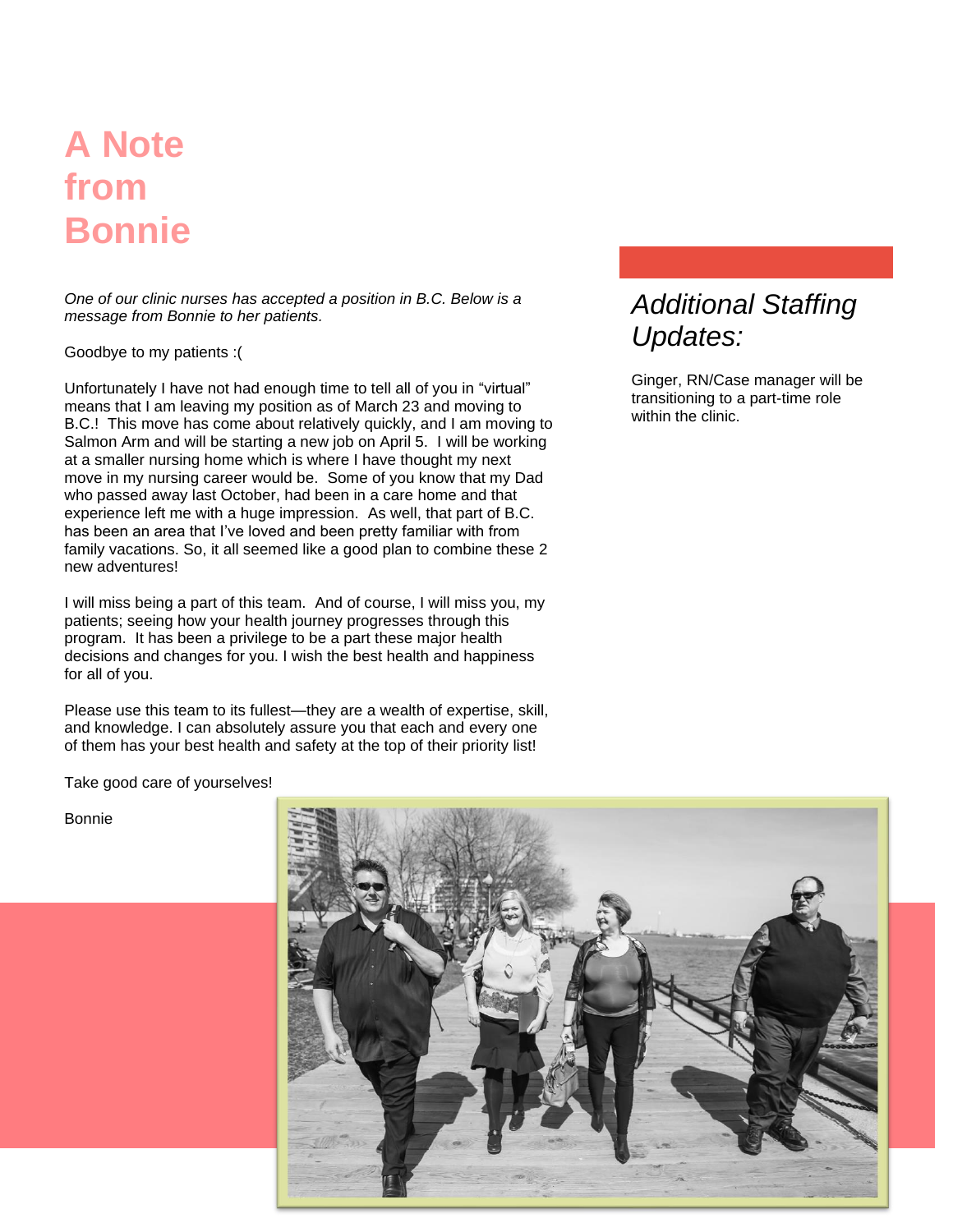# A Note from Bonnie

*One of our clinic nurses has accepted a position in B.C. Below is a message from Bonnie to her patients.*

Goodbye to my patients :(

Unfortunately I have not had enough time to tell all of you in "virtual" means that I am leaving my position as of March 23 and moving to B.C.! This move has come about relatively quickly, and I am moving to Salmon Arm and will be starting a new job on April 5. I will be working at a smaller nursing home which is where I have thought my next move in my nursing career would be. Some of you know that my Dad who passed away last October, had been in a care home and that experience left me with a huge impression. As well, that part of B.C. has been an area that I've loved and been pretty familiar with from family vacations. So, it all seemed like a good plan to combine these 2 new adventures!

I will miss being a part of this team. And of course, I will miss you, my patients; seeing how your health journey progresses through this program. It has been a privilege to be a part these major health decisions and changes for you. I wish the best health and happiness for all of you.

Please use this team to its fullest—they are a wealth of expertise, skill, and knowledge. I can absolutely assure you that each and every one of them has your best health and safety at the top of their priority list!

Take good care of yourselves!

Bonnie

## *Additional Staffing Updates:*

Ginger, RN/Case manager will be transitioning to a part-time role within the clinic.